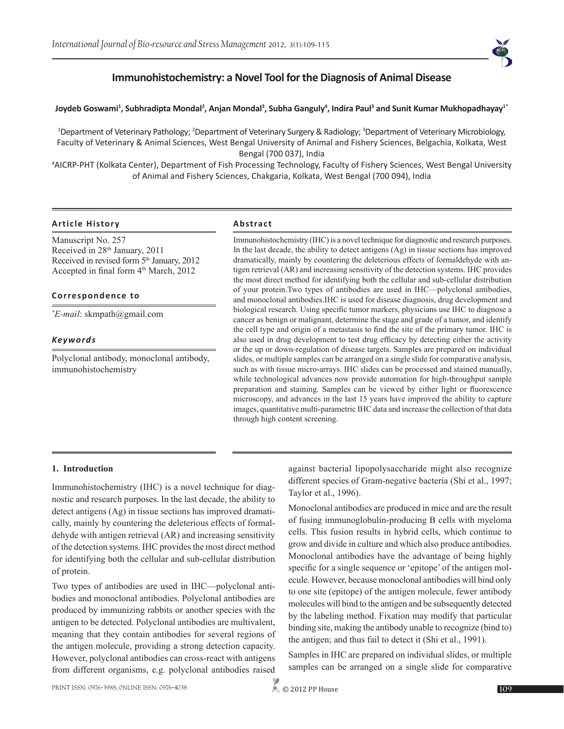# Immunohistochemistry: a Novel Tool for the Diagnosis of Animal Disease

**Joydeb Goswami[1], Subhradipta Mondal[2], Anjan Mondal[3], Subha Ganguly[4], Indira Paul[3] and Sunit Kumar Mukhopadhayay[1*]**

[1]Department of Veterinary Pathology; [2]Department of Veterinary Surgery & Radiology; [3]Department of Veterinary Microbiology, Faculty of Veterinary & Animal Sciences, West Bengal University of Animal and Fishery Sciences, Belgachia, Kolkata, West Bengal (700 037), India

[4]AICRP-PHT (Kolkata Center), Department of Fish Processing Technology, Faculty of Fishery Sciences, West Bengal University of Animal and Fishery Sciences, Chakgaria, Kolkata, West Bengal (700 094), India

### Article History

Manuscript No. 257
Received in 28th January, 2011
Received in revised form 5th January, 2012
Accepted in final form 4th March, 2012

### Correspondence to

*\*E-mail*: skmpath@gmail.com

### Keywords

Polyclonal antibody, monoclonal antibody, immunohistochemistry

### Abstract

Immunohistochemistry (IHC) is a novel technique for diagnostic and research purposes. In the last decade, the ability to detect antigens (Ag) in tissue sections has improved dramatically, mainly by countering the deleterious effects of formaldehyde with antigen retrieval (AR) and increasing sensitivity of the detection systems. IHC provides the most direct method for identifying both the cellular and sub-cellular distribution of your protein.Two types of antibodies are used in IHC—polyclonal antibodies, and monoclonal antibodies.IHC is used for disease diagnosis, drug development and biological research. Using specific tumor markers, physicians use IHC to diagnose a cancer as benign or malignant, determine the stage and grade of a tumor, and identify the cell type and origin of a metastasis to find the site of the primary tumor. IHC is also used in drug development to test drug efficacy by detecting either the activity or the up or down-regulation of disease targets. Samples are prepared on individual slides, or multiple samples can be arranged on a single slide for comparative analysis, such as with tissue micro-arrays. IHC slides can be processed and stained manually, while technological advances now provide automation for high-throughput sample preparation and staining. Samples can be viewed by either light or fluorescence microscopy, and advances in the last 15 years have improved the ability to capture images, quantitative multi-parametric IHC data and increase the collection of that data through high content screening.

## 1. Introduction

Immunohistochemistry (IHC) is a novel technique for diagnostic and research purposes. In the last decade, the ability to detect antigens (Ag) in tissue sections has improved dramatically, mainly by countering the deleterious effects of formaldehyde with antigen retrieval (AR) and increasing sensitivity of the detection systems. IHC provides the most direct method for identifying both the cellular and sub-cellular distribution of protein.

Two types of antibodies are used in IHC—polyclonal antibodies and monoclonal antibodies. Polyclonal antibodies are produced by immunizing rabbits or another species with the antigen to be detected. Polyclonal antibodies are multivalent, meaning that they contain antibodies for several regions of the antigen molecule, providing a strong detection capacity. However, polyclonal antibodies can cross-react with antigens from different organisms, e.g. polyclonal antibodies raised against bacterial lipopolysaccharide might also recognize different species of Gram-negative bacteria (Shi et al., 1997; Taylor et al., 1996).

Monoclonal antibodies are produced in mice and are the result of fusing immunoglobulin-producing B cells with myeloma cells. This fusion results in hybrid cells, which continue to grow and divide in culture and which also produce antibodies. Monoclonal antibodies have the advantage of being highly specific for a single sequence or 'epitope' of the antigen molecule. However, because monoclonal antibodies will bind only to one site (epitope) of the antigen molecule, fewer antibody molecules will bind to the antigen and be subsequently detected by the labeling method. Fixation may modify that particular binding site, making the antibody unable to recognize (bind to) the antigen; and thus fail to detect it (Shi et al., 1991).

Samples in IHC are prepared on individual slides, or multiple samples can be arranged on a single slide for comparative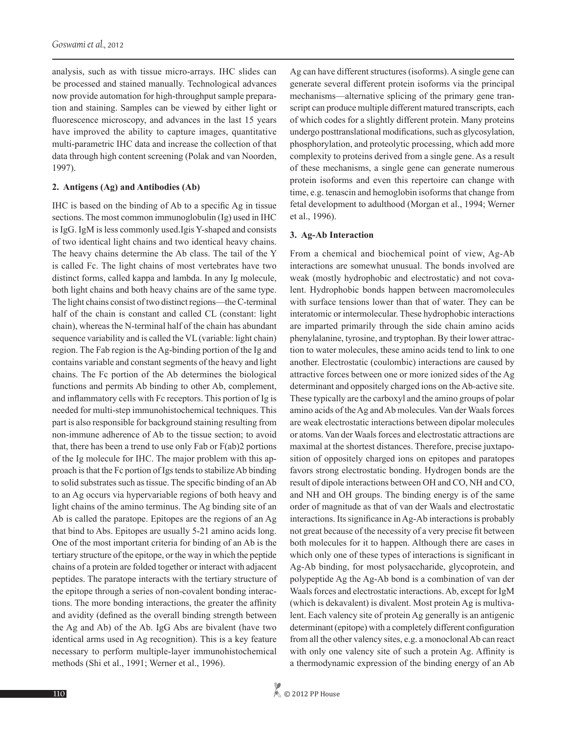analysis, such as with tissue micro-arrays. IHC slides can be processed and stained manually. Technological advances now provide automation for high-throughput sample preparation and staining. Samples can be viewed by either light or fluorescence microscopy, and advances in the last 15 years have improved the ability to capture images, quantitative multi-parametric IHC data and increase the collection of that data through high content screening (Polak and van Noorden, 1997).

## 2. Antigens (Ag) and Antibodies (Ab)

IHC is based on the binding of Ab to a specific Ag in tissue sections. The most common immunoglobulin (Ig) used in IHC is IgG. IgM is less commonly used.Igis Y-shaped and consists of two identical light chains and two identical heavy chains. The heavy chains determine the Ab class. The tail of the Y is called Fc. The light chains of most vertebrates have two distinct forms, called kappa and lambda. In any Ig molecule, both light chains and both heavy chains are of the same type. The light chains consist of two distinct regions—the C-terminal half of the chain is constant and called CL (constant: light chain), whereas the N-terminal half of the chain has abundant sequence variability and is called the VL (variable: light chain) region. The Fab region is the Ag-binding portion of the Ig and contains variable and constant segments of the heavy and light chains. The Fc portion of the Ab determines the biological functions and permits Ab binding to other Ab, complement, and inflammatory cells with Fc receptors. This portion of Ig is needed for multi-step immunohistochemical techniques. This part is also responsible for background staining resulting from non-immune adherence of Ab to the tissue section; to avoid that, there has been a trend to use only Fab or F(ab)2 portions of the Ig molecule for IHC. The major problem with this approach is that the Fc portion of Igs tends to stabilize Ab binding to solid substrates such as tissue. The specific binding of an Ab to an Ag occurs via hypervariable regions of both heavy and light chains of the amino terminus. The Ag binding site of an Ab is called the paratope. Epitopes are the regions of an Ag that bind to Abs. Epitopes are usually 5-21 amino acids long. One of the most important criteria for binding of an Ab is the tertiary structure of the epitope, or the way in which the peptide chains of a protein are folded together or interact with adjacent peptides. The paratope interacts with the tertiary structure of the epitope through a series of non-covalent bonding interactions. The more bonding interactions, the greater the affinity and avidity (defined as the overall binding strength between the Ag and Ab) of the Ab. IgG Abs are bivalent (have two identical arms used in Ag recognition). This is a key feature necessary to perform multiple-layer immunohistochemical methods (Shi et al., 1991; Werner et al., 1996).

Ag can have different structures (isoforms). A single gene can generate several different protein isoforms via the principal mechanisms—alternative splicing of the primary gene transcript can produce multiple different matured transcripts, each of which codes for a slightly different protein. Many proteins undergo posttranslational modifications, such as glycosylation, phosphorylation, and proteolytic processing, which add more complexity to proteins derived from a single gene. As a result of these mechanisms, a single gene can generate numerous protein isoforms and even this repertoire can change with time, e.g. tenascin and hemoglobin isoforms that change from fetal development to adulthood (Morgan et al., 1994; Werner et al., 1996).

## 3. Ag-Ab Interaction

From a chemical and biochemical point of view, Ag-Ab interactions are somewhat unusual. The bonds involved are weak (mostly hydrophobic and electrostatic) and not covalent. Hydrophobic bonds happen between macromolecules with surface tensions lower than that of water. They can be interatomic or intermolecular. These hydrophobic interactions are imparted primarily through the side chain amino acids phenylalanine, tyrosine, and tryptophan. By their lower attraction to water molecules, these amino acids tend to link to one another. Electrostatic (coulombic) interactions are caused by attractive forces between one or more ionized sides of the Ag determinant and oppositely charged ions on the Ab-active site. These typically are the carboxyl and the amino groups of polar amino acids of the Ag and Ab molecules. Van der Waals forces are weak electrostatic interactions between dipolar molecules or atoms. Van der Waals forces and electrostatic attractions are maximal at the shortest distances. Therefore, precise juxtaposition of oppositely charged ions on epitopes and paratopes favors strong electrostatic bonding. Hydrogen bonds are the result of dipole interactions between OH and CO, NH and CO, and NH and OH groups. The binding energy is of the same order of magnitude as that of van der Waals and electrostatic interactions. Its significance in Ag-Ab interactions is probably not great because of the necessity of a very precise fit between both molecules for it to happen. Although there are cases in which only one of these types of interactions is significant in Ag-Ab binding, for most polysaccharide, glycoprotein, and polypeptide Ag the Ag-Ab bond is a combination of van der Waals forces and electrostatic interactions. Ab, except for IgM (which is dekavalent) is divalent. Most protein Ag is multivalent. Each valency site of protein Ag generally is an antigenic determinant (epitope) with a completely different configuration from all the other valency sites, e.g. a monoclonal Ab can react with only one valency site of such a protein Ag. Affinity is a thermodynamic expression of the binding energy of an Ab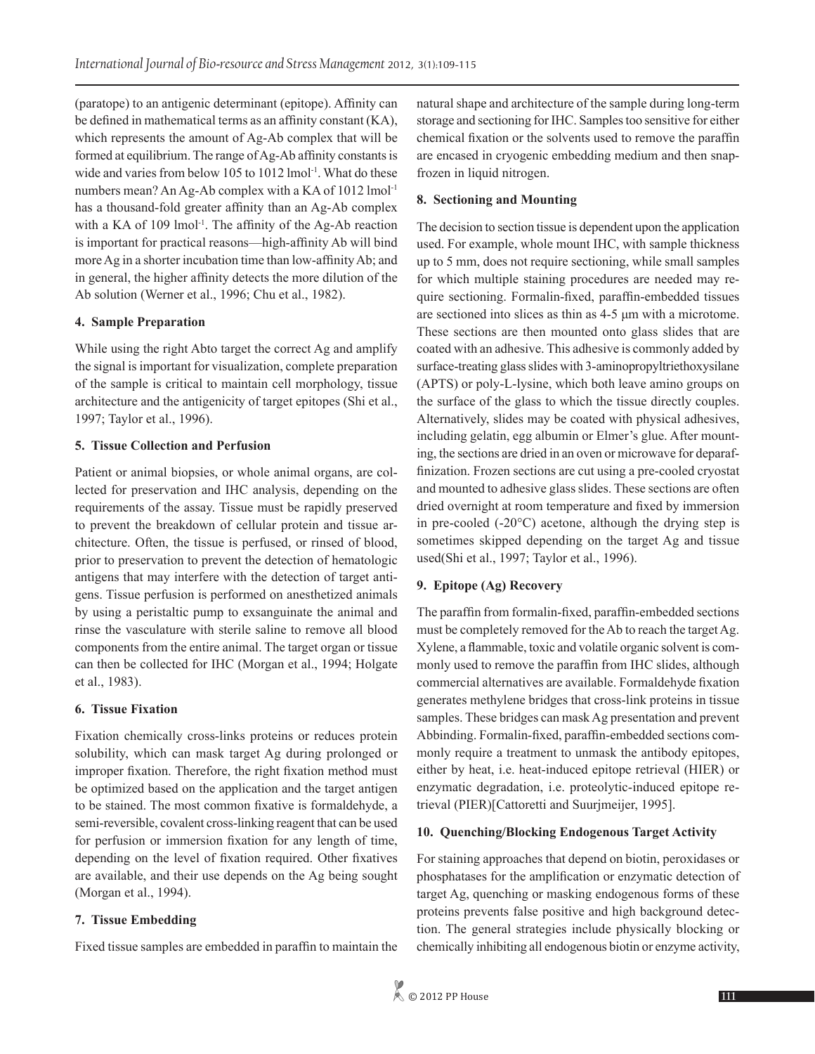(paratope) to an antigenic determinant (epitope). Affinity can be defined in mathematical terms as an affinity constant (KA), which represents the amount of Ag-Ab complex that will be formed at equilibrium. The range of Ag-Ab affinity constants is wide and varies from below 105 to 1012 $lmol^{-1}$. What do these numbers mean? An Ag-Ab complex with a KA of 1012 $lmol^{-1}$ has a thousand-fold greater affinity than an Ag-Ab complex with a KA of 109 $lmol^{-1}$. The affinity of the Ag-Ab reaction is important for practical reasons—high-affinity Ab will bind more Ag in a shorter incubation time than low-affinity Ab; and in general, the higher affinity detects the more dilution of the Ab solution (Werner et al., 1996; Chu et al., 1982).

**4. Sample Preparation**

While using the right Abto target the correct Ag and amplify the signal is important for visualization, complete preparation of the sample is critical to maintain cell morphology, tissue architecture and the antigenicity of target epitopes (Shi et al., 1997; Taylor et al., 1996).

**5. Tissue Collection and Perfusion**

Patient or animal biopsies, or whole animal organs, are collected for preservation and IHC analysis, depending on the requirements of the assay. Tissue must be rapidly preserved to prevent the breakdown of cellular protein and tissue architecture. Often, the tissue is perfused, or rinsed of blood, prior to preservation to prevent the detection of hematologic antigens that may interfere with the detection of target antigens. Tissue perfusion is performed on anesthetized animals by using a peristaltic pump to exsanguinate the animal and rinse the vasculature with sterile saline to remove all blood components from the entire animal. The target organ or tissue can then be collected for IHC (Morgan et al., 1994; Holgate et al., 1983).

**6. Tissue Fixation**

Fixation chemically cross-links proteins or reduces protein solubility, which can mask target Ag during prolonged or improper fixation. Therefore, the right fixation method must be optimized based on the application and the target antigen to be stained. The most common fixative is formaldehyde, a semi-reversible, covalent cross-linking reagent that can be used for perfusion or immersion fixation for any length of time, depending on the level of fixation required. Other fixatives are available, and their use depends on the Ag being sought (Morgan et al., 1994).

**7. Tissue Embedding**

Fixed tissue samples are embedded in paraffin to maintain the natural shape and architecture of the sample during long-term storage and sectioning for IHC. Samples too sensitive for either chemical fixation or the solvents used to remove the paraffin are encased in cryogenic embedding medium and then snap-frozen in liquid nitrogen.

**8. Sectioning and Mounting**

The decision to section tissue is dependent upon the application used. For example, whole mount IHC, with sample thickness up to 5 mm, does not require sectioning, while small samples for which multiple staining procedures are needed may require sectioning. Formalin-fixed, paraffin-embedded tissues are sectioned into slices as thin as 4-5 µm with a microtome. These sections are then mounted onto glass slides that are coated with an adhesive. This adhesive is commonly added by surface-treating glass slides with 3-aminopropyltriethoxysilane (APTS) or poly-L-lysine, which both leave amino groups on the surface of the glass to which the tissue directly couples. Alternatively, slides may be coated with physical adhesives, including gelatin, egg albumin or Elmer's glue. After mounting, the sections are dried in an oven or microwave for deparaffinization. Frozen sections are cut using a pre-cooled cryostat and mounted to adhesive glass slides. These sections are often dried overnight at room temperature and fixed by immersion in pre-cooled (-20°C) acetone, although the drying step is sometimes skipped depending on the target Ag and tissue used(Shi et al., 1997; Taylor et al., 1996).

**9. Epitope (Ag) Recovery**

The paraffin from formalin-fixed, paraffin-embedded sections must be completely removed for the Ab to reach the target Ag. Xylene, a flammable, toxic and volatile organic solvent is commonly used to remove the paraffin from IHC slides, although commercial alternatives are available. Formaldehyde fixation generates methylene bridges that cross-link proteins in tissue samples. These bridges can mask Ag presentation and prevent Abbinding. Formalin-fixed, paraffin-embedded sections commonly require a treatment to unmask the antibody epitopes, either by heat, i.e. heat-induced epitope retrieval (HIER) or enzymatic degradation, i.e. proteolytic-induced epitope retrieval (PIER)[Cattoretti and Suurjmeijer, 1995].

**10. Quenching/Blocking Endogenous Target Activity**

For staining approaches that depend on biotin, peroxidases or phosphatases for the amplification or enzymatic detection of target Ag, quenching or masking endogenous forms of these proteins prevents false positive and high background detection. The general strategies include physically blocking or chemically inhibiting all endogenous biotin or enzyme activity,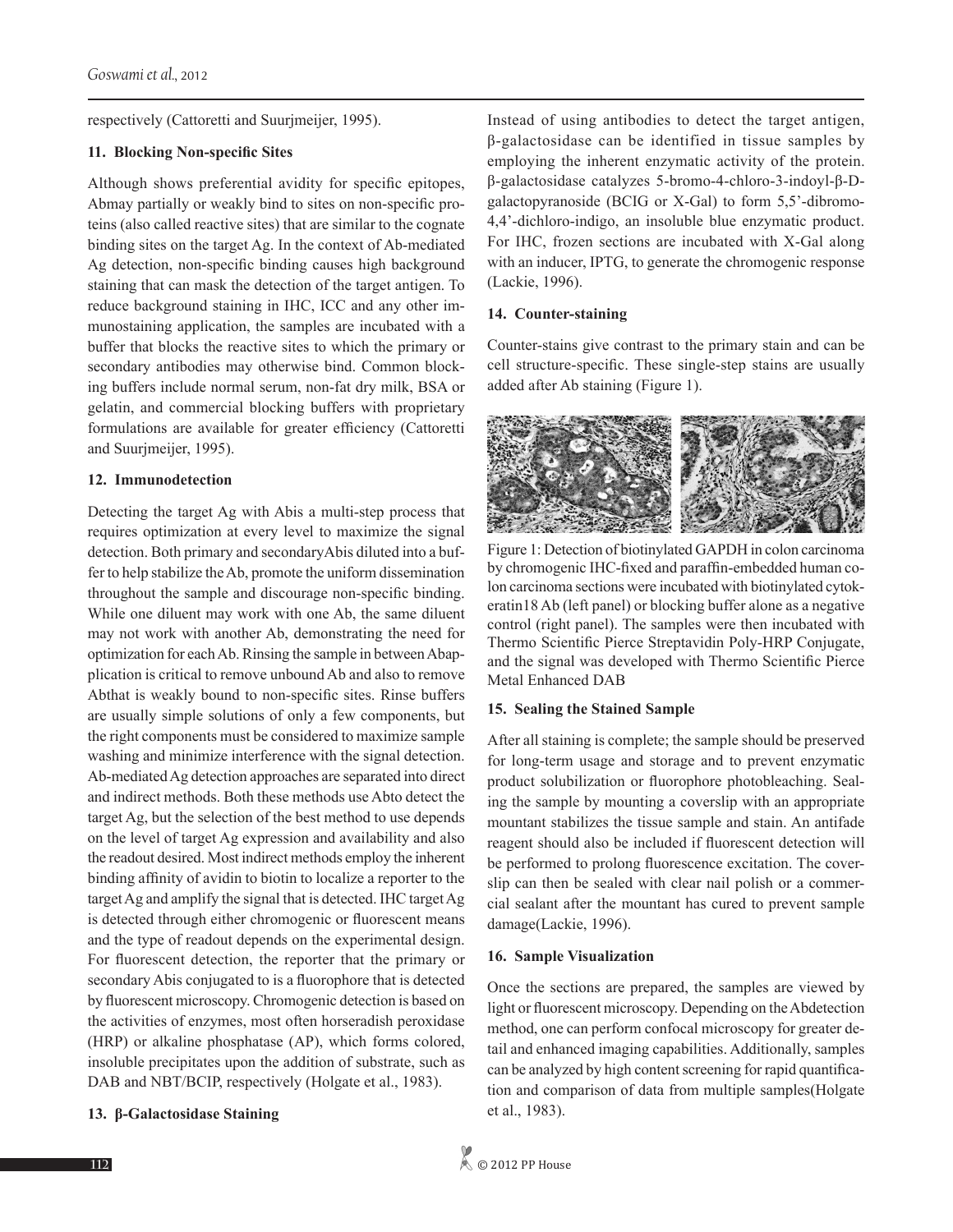respectively (Cattoretti and Suurjmeijer, 1995).

### 11. Blocking Non-specific Sites

Although shows preferential avidity for specific epitopes, Abmay partially or weakly bind to sites on non-specific proteins (also called reactive sites) that are similar to the cognate binding sites on the target Ag. In the context of Ab-mediated Ag detection, non-specific binding causes high background staining that can mask the detection of the target antigen. To reduce background staining in IHC, ICC and any other immunostaining application, the samples are incubated with a buffer that blocks the reactive sites to which the primary or secondary antibodies may otherwise bind. Common blocking buffers include normal serum, non-fat dry milk, BSA or gelatin, and commercial blocking buffers with proprietary formulations are available for greater efficiency (Cattoretti and Suurjmeijer, 1995).

### 12. Immunodetection

Detecting the target Ag with Abis a multi-step process that requires optimization at every level to maximize the signal detection. Both primary and secondaryAbis diluted into a buffer to help stabilize the Ab, promote the uniform dissemination throughout the sample and discourage non-specific binding. While one diluent may work with one Ab, the same diluent may not work with another Ab, demonstrating the need for optimization for each Ab. Rinsing the sample in between Abapplication is critical to remove unbound Ab and also to remove Abthat is weakly bound to non-specific sites. Rinse buffers are usually simple solutions of only a few components, but the right components must be considered to maximize sample washing and minimize interference with the signal detection. Ab-mediated Ag detection approaches are separated into direct and indirect methods. Both these methods use Abto detect the target Ag, but the selection of the best method to use depends on the level of target Ag expression and availability and also the readout desired. Most indirect methods employ the inherent binding affinity of avidin to biotin to localize a reporter to the target Ag and amplify the signal that is detected. IHC target Ag is detected through either chromogenic or fluorescent means and the type of readout depends on the experimental design. For fluorescent detection, the reporter that the primary or secondary Abis conjugated to is a fluorophore that is detected by fluorescent microscopy. Chromogenic detection is based on the activities of enzymes, most often horseradish peroxidase (HRP) or alkaline phosphatase (AP), which forms colored, insoluble precipitates upon the addition of substrate, such as DAB and NBT/BCIP, respectively (Holgate et al., 1983).

### 13. β-Galactosidase Staining

Instead of using antibodies to detect the target antigen, β-galactosidase can be identified in tissue samples by employing the inherent enzymatic activity of the protein. β-galactosidase catalyzes 5-bromo-4-chloro-3-indoyl-β-D-galactopyranoside (BCIG or X-Gal) to form 5,5'-dibromo-4,4'-dichloro-indigo, an insoluble blue enzymatic product. For IHC, frozen sections are incubated with X-Gal along with an inducer, IPTG, to generate the chromogenic response (Lackie, 1996).

### 14. Counter-staining

Counter-stains give contrast to the primary stain and can be cell structure-specific. These single-step stains are usually added after Ab staining (Figure 1).

Figure 1: Detection of biotinylated GAPDH in colon carcinoma by chromogenic IHC-fixed and paraffin-embedded human colon carcinoma sections were incubated with biotinylated cytokeratin18 Ab (left panel) or blocking buffer alone as a negative control (right panel). The samples were then incubated with Thermo Scientific Pierce Streptavidin Poly-HRP Conjugate, and the signal was developed with Thermo Scientific Pierce Metal Enhanced DAB

### 15. Sealing the Stained Sample

After all staining is complete; the sample should be preserved for long-term usage and storage and to prevent enzymatic product solubilization or fluorophore photobleaching. Sealing the sample by mounting a coverslip with an appropriate mountant stabilizes the tissue sample and stain. An antifade reagent should also be included if fluorescent detection will be performed to prolong fluorescence excitation. The coverslip can then be sealed with clear nail polish or a commercial sealant after the mountant has cured to prevent sample damage(Lackie, 1996).

### 16. Sample Visualization

Once the sections are prepared, the samples are viewed by light or fluorescent microscopy. Depending on the Abdetection method, one can perform confocal microscopy for greater detail and enhanced imaging capabilities. Additionally, samples can be analyzed by high content screening for rapid quantification and comparison of data from multiple samples(Holgate et al., 1983).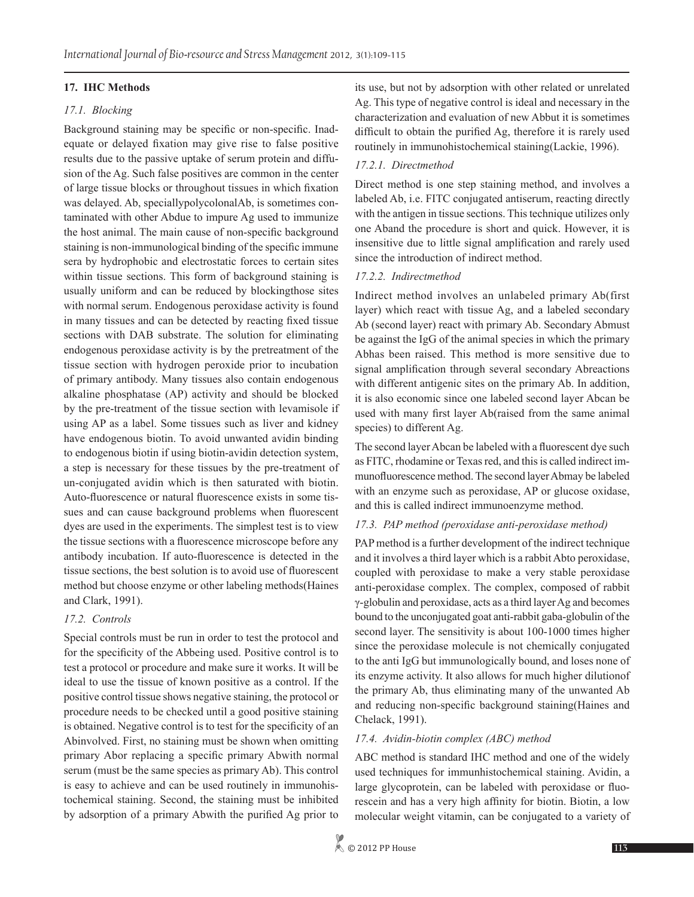## 17. IHC Methods

### *17.1. Blocking*

Background staining may be specific or non-specific. Inadequate or delayed fixation may give rise to false positive results due to the passive uptake of serum protein and diffusion of the Ag. Such false positives are common in the center of large tissue blocks or throughout tissues in which fixation was delayed. Ab, speciallypolycolonalAb, is sometimes contaminated with other Abdue to impure Ag used to immunize the host animal. The main cause of non-specific background staining is non-immunological binding of the specific immune sera by hydrophobic and electrostatic forces to certain sites within tissue sections. This form of background staining is usually uniform and can be reduced by blockingthose sites with normal serum. Endogenous peroxidase activity is found in many tissues and can be detected by reacting fixed tissue sections with DAB substrate. The solution for eliminating endogenous peroxidase activity is by the pretreatment of the tissue section with hydrogen peroxide prior to incubation of primary antibody. Many tissues also contain endogenous alkaline phosphatase (AP) activity and should be blocked by the pre-treatment of the tissue section with levamisole if using AP as a label. Some tissues such as liver and kidney have endogenous biotin. To avoid unwanted avidin binding to endogenous biotin if using biotin-avidin detection system, a step is necessary for these tissues by the pre-treatment of un-conjugated avidin which is then saturated with biotin. Auto-fluorescence or natural fluorescence exists in some tissues and can cause background problems when fluorescent dyes are used in the experiments. The simplest test is to view the tissue sections with a fluorescence microscope before any antibody incubation. If auto-fluorescence is detected in the tissue sections, the best solution is to avoid use of fluorescent method but choose enzyme or other labeling methods(Haines and Clark, 1991).

### *17.2. Controls*

Special controls must be run in order to test the protocol and for the specificity of the Abbeing used. Positive control is to test a protocol or procedure and make sure it works. It will be ideal to use the tissue of known positive as a control. If the positive control tissue shows negative staining, the protocol or procedure needs to be checked until a good positive staining is obtained. Negative control is to test for the specificity of an Abinvolved. First, no staining must be shown when omitting primary Abor replacing a specific primary Abwith normal serum (must be the same species as primary Ab). This control is easy to achieve and can be used routinely in immunohistochemical staining. Second, the staining must be inhibited by adsorption of a primary Abwith the purified Ag prior to its use, but not by adsorption with other related or unrelated Ag. This type of negative control is ideal and necessary in the characterization and evaluation of new Abbut it is sometimes difficult to obtain the purified Ag, therefore it is rarely used routinely in immunohistochemical staining(Lackie, 1996).

#### *17.2.1. Directmethod*

Direct method is one step staining method, and involves a labeled Ab, i.e. FITC conjugated antiserum, reacting directly with the antigen in tissue sections. This technique utilizes only one Aband the procedure is short and quick. However, it is insensitive due to little signal amplification and rarely used since the introduction of indirect method.

#### *17.2.2. Indirectmethod*

Indirect method involves an unlabeled primary Ab(first layer) which react with tissue Ag, and a labeled secondary Ab (second layer) react with primary Ab. Secondary Abmust be against the IgG of the animal species in which the primary Abhas been raised. This method is more sensitive due to signal amplification through several secondary Abreactions with different antigenic sites on the primary Ab. In addition, it is also economic since one labeled second layer Abcan be used with many first layer Ab(raised from the same animal species) to different Ag.

The second layer Abcan be labeled with a fluorescent dye such as FITC, rhodamine or Texas red, and this is called indirect immunofluorescence method. The second layer Abmay be labeled with an enzyme such as peroxidase, AP or glucose oxidase, and this is called indirect immunoenzyme method.

### *17.3. PAP method (peroxidase anti-peroxidase method)*

PAP method is a further development of the indirect technique and it involves a third layer which is a rabbit Abto peroxidase, coupled with peroxidase to make a very stable peroxidase anti-peroxidase complex. The complex, composed of rabbit γ-globulin and peroxidase, acts as a third layer Ag and becomes bound to the unconjugated goat anti-rabbit gaba-globulin of the second layer. The sensitivity is about 100-1000 times higher since the peroxidase molecule is not chemically conjugated to the anti IgG but immunologically bound, and loses none of its enzyme activity. It also allows for much higher dilutionof the primary Ab, thus eliminating many of the unwanted Ab and reducing non-specific background staining(Haines and Chelack, 1991).

### *17.4. Avidin-biotin complex (ABC) method*

ABC method is standard IHC method and one of the widely used techniques for immunhistochemical staining. Avidin, a large glycoprotein, can be labeled with peroxidase or fluorescein and has a very high affinity for biotin. Biotin, a low molecular weight vitamin, can be conjugated to a variety of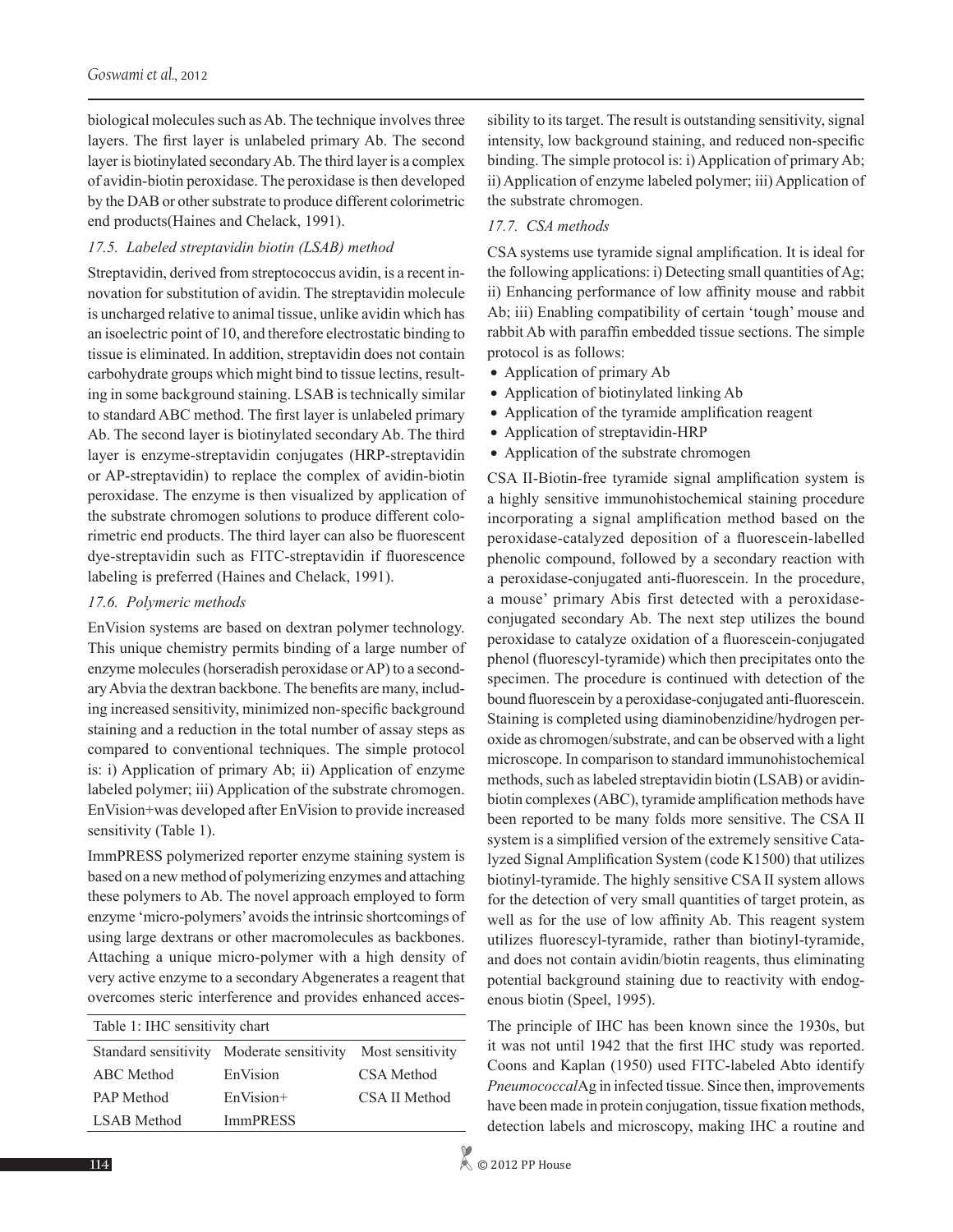biological molecules such as Ab. The technique involves three layers. The first layer is unlabeled primary Ab. The second layer is biotinylated secondary Ab. The third layer is a complex of avidin-biotin peroxidase. The peroxidase is then developed by the DAB or other substrate to produce different colorimetric end products(Haines and Chelack, 1991).

*17.5. Labeled streptavidin biotin (LSAB) method*

Streptavidin, derived from streptococcus avidin, is a recent innovation for substitution of avidin. The streptavidin molecule is uncharged relative to animal tissue, unlike avidin which has an isoelectric point of 10, and therefore electrostatic binding to tissue is eliminated. In addition, streptavidin does not contain carbohydrate groups which might bind to tissue lectins, resulting in some background staining. LSAB is technically similar to standard ABC method. The first layer is unlabeled primary Ab. The second layer is biotinylated secondary Ab. The third layer is enzyme-streptavidin conjugates (HRP-streptavidin or AP-streptavidin) to replace the complex of avidin-biotin peroxidase. The enzyme is then visualized by application of the substrate chromogen solutions to produce different colorimetric end products. The third layer can also be fluorescent dye-streptavidin such as FITC-streptavidin if fluorescence labeling is preferred (Haines and Chelack, 1991).

*17.6. Polymeric methods*

EnVision systems are based on dextran polymer technology. This unique chemistry permits binding of a large number of enzyme molecules (horseradish peroxidase or AP) to a secondary Abvia the dextran backbone. The benefits are many, including increased sensitivity, minimized non-specific background staining and a reduction in the total number of assay steps as compared to conventional techniques. The simple protocol is: i) Application of primary Ab; ii) Application of enzyme labeled polymer; iii) Application of the substrate chromogen. EnVision+was developed after EnVision to provide increased sensitivity (Table 1).

ImmPRESS polymerized reporter enzyme staining system is based on a new method of polymerizing enzymes and attaching these polymers to Ab. The novel approach employed to form enzyme 'micro-polymers' avoids the intrinsic shortcomings of using large dextrans or other macromolecules as backbones. Attaching a unique micro-polymer with a high density of very active enzyme to a secondary Abgenerates a reagent that overcomes steric interference and provides enhanced accessibility to its target. The result is outstanding sensitivity, signal intensity, low background staining, and reduced non-specific binding. The simple protocol is: i) Application of primary Ab; ii) Application of enzyme labeled polymer; iii) Application of the substrate chromogen.

Table 1: IHC sensitivity chart

| Standard sensitivity | Moderate sensitivity | Most sensitivity |
|---|---|---|
| ABC Method | EnVision | CSA Method |
| PAP Method | EnVision+ | CSA II Method |
| LSAB Method | ImmPRESS | |

*17.7. CSA methods*

CSA systems use tyramide signal amplification. It is ideal for the following applications: i) Detecting small quantities of Ag; ii) Enhancing performance of low affinity mouse and rabbit Ab; iii) Enabling compatibility of certain 'tough' mouse and rabbit Ab with paraffin embedded tissue sections. The simple protocol is as follows:

- Application of primary Ab
- Application of biotinylated linking Ab
- Application of the tyramide amplification reagent
- Application of streptavidin-HRP
- Application of the substrate chromogen

CSA II-Biotin-free tyramide signal amplification system is a highly sensitive immunohistochemical staining procedure incorporating a signal amplification method based on the peroxidase-catalyzed deposition of a fluorescein-labelled phenolic compound, followed by a secondary reaction with a peroxidase-conjugated anti-fluorescein. In the procedure, a mouse' primary Abis first detected with a peroxidase-conjugated secondary Ab. The next step utilizes the bound peroxidase to catalyze oxidation of a fluorescein-conjugated phenol (fluorescyl-tyramide) which then precipitates onto the specimen. The procedure is continued with detection of the bound fluorescein by a peroxidase-conjugated anti-fluorescein. Staining is completed using diaminobenzidine/hydrogen peroxide as chromogen/substrate, and can be observed with a light microscope. In comparison to standard immunohistochemical methods, such as labeled streptavidin biotin (LSAB) or avidin-biotin complexes (ABC), tyramide amplification methods have been reported to be many folds more sensitive. The CSA II system is a simplified version of the extremely sensitive Catalyzed Signal Amplification System (code K1500) that utilizes biotinyl-tyramide. The highly sensitive CSA II system allows for the detection of very small quantities of target protein, as well as for the use of low affinity Ab. This reagent system utilizes fluorescyl-tyramide, rather than biotinyl-tyramide, and does not contain avidin/biotin reagents, thus eliminating potential background staining due to reactivity with endogenous biotin (Speel, 1995).

The principle of IHC has been known since the 1930s, but it was not until 1942 that the first IHC study was reported. Coons and Kaplan (1950) used FITC-labeled Abto identify *Pneumococcal*Ag in infected tissue. Since then, improvements have been made in protein conjugation, tissue fixation methods, detection labels and microscopy, making IHC a routine and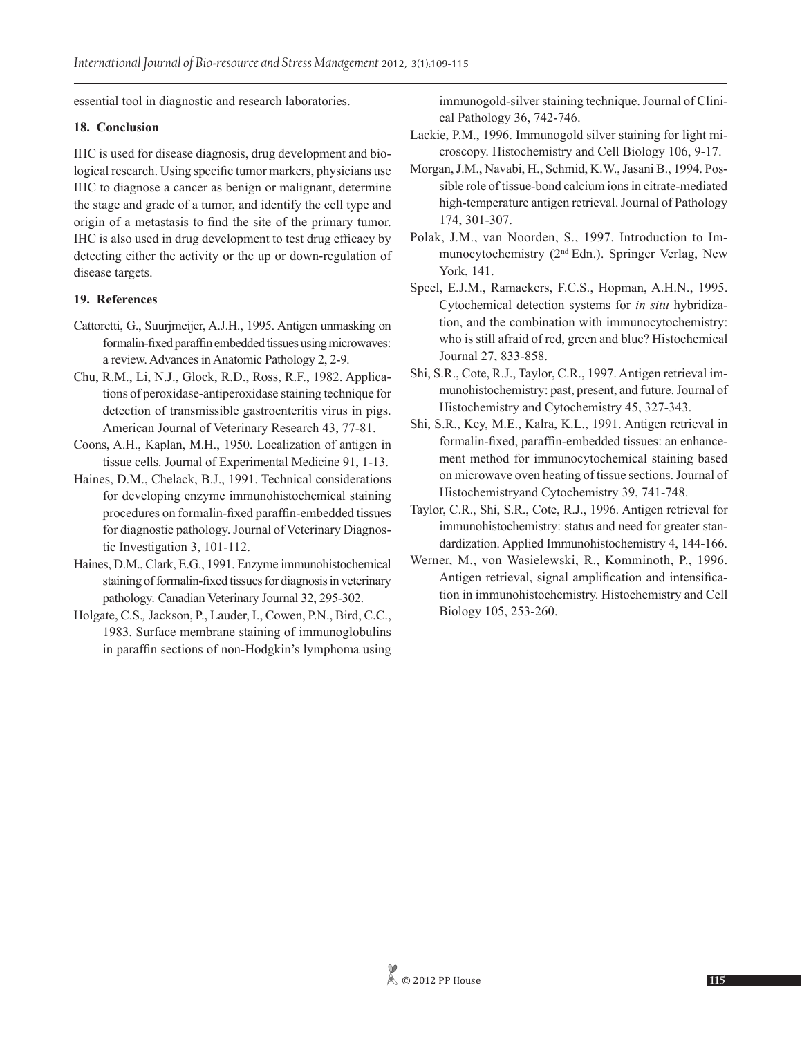essential tool in diagnostic and research laboratories.

## 18. Conclusion

IHC is used for disease diagnosis, drug development and biological research. Using specific tumor markers, physicians use IHC to diagnose a cancer as benign or malignant, determine the stage and grade of a tumor, and identify the cell type and origin of a metastasis to find the site of the primary tumor. IHC is also used in drug development to test drug efficacy by detecting either the activity or the up or down-regulation of disease targets.

## 19. References

Cattoretti, G., Suurjmeijer, A.J.H., 1995. Antigen unmasking on formalin-fixed paraffin embedded tissues using microwaves: a review. Advances in Anatomic Pathology 2, 2-9.

Chu, R.M., Li, N.J., Glock, R.D., Ross, R.F., 1982. Applications of peroxidase-antiperoxidase staining technique for detection of transmissible gastroenteritis virus in pigs. American Journal of Veterinary Research 43, 77-81.

Coons, A.H., Kaplan, M.H., 1950. Localization of antigen in tissue cells. Journal of Experimental Medicine 91, 1-13.

Haines, D.M., Chelack, B.J., 1991. Technical considerations for developing enzyme immunohistochemical staining procedures on formalin-fixed paraffin-embedded tissues for diagnostic pathology. Journal of Veterinary Diagnostic Investigation 3, 101-112.

Haines, D.M., Clark, E.G., 1991. Enzyme immunohistochemical staining of formalin-fixed tissues for diagnosis in veterinary pathology. Canadian Veterinary Journal 32, 295-302.

Holgate, C.S., Jackson, P., Lauder, I., Cowen, P.N., Bird, C.C., 1983. Surface membrane staining of immunoglobulins in paraffin sections of non-Hodgkin's lymphoma using immunogold-silver staining technique. Journal of Clinical Pathology 36, 742-746.

Lackie, P.M., 1996. Immunogold silver staining for light microscopy. Histochemistry and Cell Biology 106, 9-17.

Morgan, J.M., Navabi, H., Schmid, K.W., Jasani B., 1994. Possible role of tissue-bond calcium ions in citrate-mediated high-temperature antigen retrieval. Journal of Pathology 174, 301-307.

Polak, J.M., van Noorden, S., 1997. Introduction to Immunocytochemistry (2nd Edn.). Springer Verlag, New York, 141.

Speel, E.J.M., Ramaekers, F.C.S., Hopman, A.H.N., 1995. Cytochemical detection systems for *in situ* hybridization, and the combination with immunocytochemistry: who is still afraid of red, green and blue? Histochemical Journal 27, 833-858.

Shi, S.R., Cote, R.J., Taylor, C.R., 1997. Antigen retrieval immunohistochemistry: past, present, and future. Journal of Histochemistry and Cytochemistry 45, 327-343.

Shi, S.R., Key, M.E., Kalra, K.L., 1991. Antigen retrieval in formalin-fixed, paraffin-embedded tissues: an enhancement method for immunocytochemical staining based on microwave oven heating of tissue sections. Journal of Histochemistryand Cytochemistry 39, 741-748.

Taylor, C.R., Shi, S.R., Cote, R.J., 1996. Antigen retrieval for immunohistochemistry: status and need for greater standardization. Applied Immunohistochemistry 4, 144-166.

Werner, M., von Wasielewski, R., Komminoth, P., 1996. Antigen retrieval, signal amplification and intensification in immunohistochemistry. Histochemistry and Cell Biology 105, 253-260.